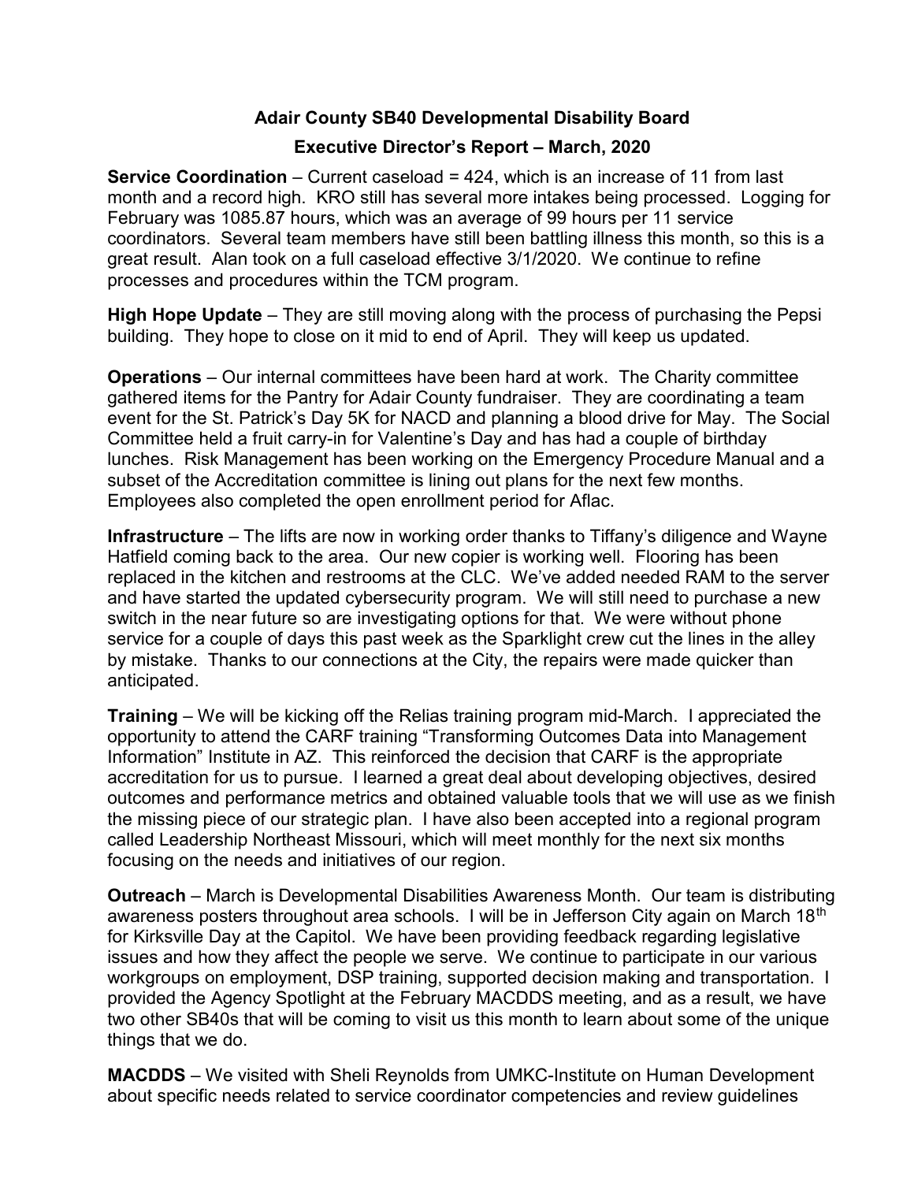## Adair County SB40 Developmental Disability Board

### Executive Director's Report – March, 2020

**Service Coordination** – Current caseload = 424, which is an increase of 11 from last month and a record high. KRO still has several more intakes being processed. Logging for February was 1085.87 hours, which was an average of 99 hours per 11 service coordinators. Several team members have still been battling illness this month, so this is a great result. Alan took on a full caseload effective 3/1/2020. We continue to refine processes and procedures within the TCM program.

**High Hope Update** – They are still moving along with the process of purchasing the Pepsi building. They hope to close on it mid to end of April. They will keep us updated.

**Operations** – Our internal committees have been hard at work. The Charity committee gathered items for the Pantry for Adair County fundraiser. They are coordinating a team event for the St. Patrick's Day 5K for NACD and planning a blood drive for May. The Social Committee held a fruit carry-in for Valentine's Day and has had a couple of birthday lunches. Risk Management has been working on the Emergency Procedure Manual and a subset of the Accreditation committee is lining out plans for the next few months. Employees also completed the open enrollment period for Aflac.

**Infrastructure** – The lifts are now in working order thanks to Tiffany's diligence and Wayne Hatfield coming back to the area. Our new copier is working well. Flooring has been replaced in the kitchen and restrooms at the CLC. We've added needed RAM to the server and have started the updated cybersecurity program. We will still need to purchase a new switch in the near future so are investigating options for that. We were without phone service for a couple of days this past week as the Sparklight crew cut the lines in the alley by mistake. Thanks to our connections at the City, the repairs were made quicker than anticipated.

**Training** – We will be kicking off the Relias training program mid-March. I appreciated the opportunity to attend the CARF training "Transforming Outcomes Data into Management Information" Institute in AZ. This reinforced the decision that CARF is the appropriate accreditation for us to pursue. I learned a great deal about developing objectives, desired outcomes and performance metrics and obtained valuable tools that we will use as we finish the missing piece of our strategic plan. I have also been accepted into a regional program called Leadership Northeast Missouri, which will meet monthly for the next six months focusing on the needs and initiatives of our region.

**Outreach** – March is Developmental Disabilities Awareness Month. Our team is distributing awareness posters throughout area schools. I will be in Jefferson City again on March 18th for Kirksville Day at the Capitol. We have been providing feedback regarding legislative issues and how they affect the people we serve. We continue to participate in our various workgroups on employment, DSP training, supported decision making and transportation. I provided the Agency Spotlight at the February MACDDS meeting, and as a result, we have two other SB40s that will be coming to visit us this month to learn about some of the unique things that we do.

**MACDDS** – We visited with Sheli Reynolds from UMKC-Institute on Human Development about specific needs related to service coordinator competencies and review guidelines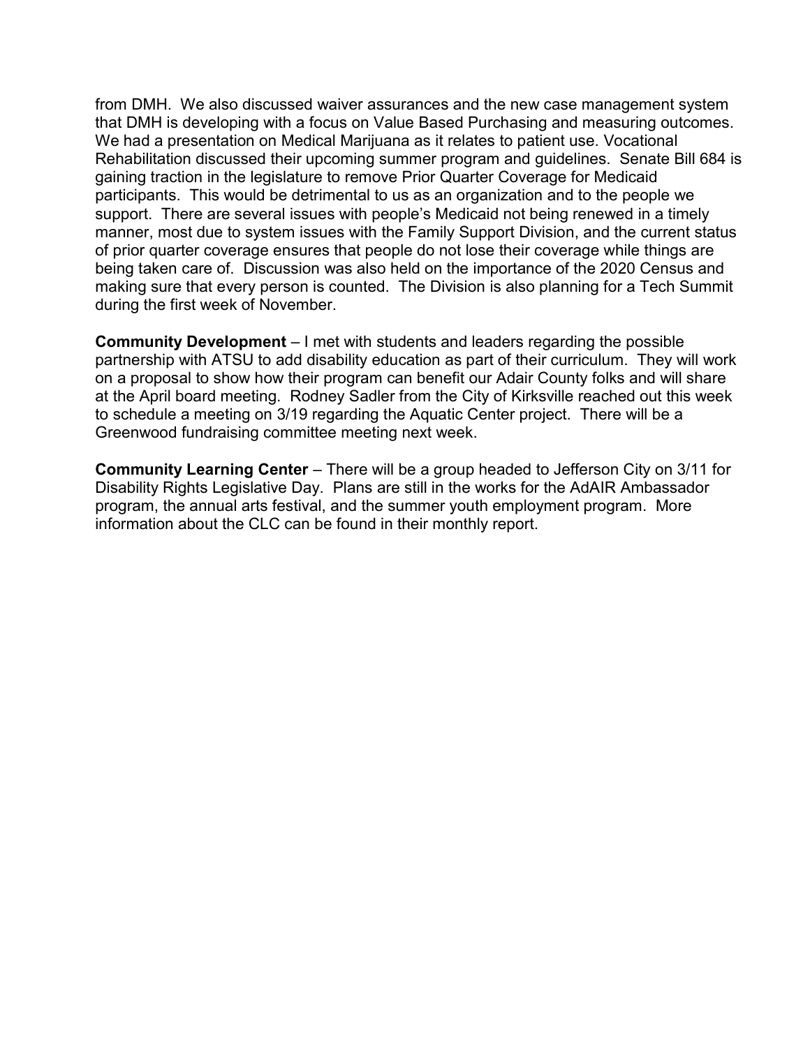from DMH. We also discussed waiver assurances and the new case management system that DMH is developing with a focus on Value Based Purchasing and measuring outcomes. We had a presentation on Medical Marijuana as it relates to patient use. Vocational Rehabilitation discussed their upcoming summer program and guidelines. Senate Bill 684 is gaining traction in the legislature to remove Prior Quarter Coverage for Medicaid participants. This would be detrimental to us as an organization and to the people we support. There are several issues with people's Medicaid not being renewed in a timely manner, most due to system issues with the Family Support Division, and the current status of prior quarter coverage ensures that people do not lose their coverage while things are being taken care of. Discussion was also held on the importance of the 2020 Census and making sure that every person is counted. The Division is also planning for a Tech Summit during the first week of November.

**Community Development** – I met with students and leaders regarding the possible partnership with ATSU to add disability education as part of their curriculum. They will work on a proposal to show how their program can benefit our Adair County folks and will share at the April board meeting. Rodney Sadler from the City of Kirksville reached out this week to schedule a meeting on 3/19 regarding the Aquatic Center project. There will be a Greenwood fundraising committee meeting next week.

**Community Learning Center** – There will be a group headed to Jefferson City on 3/11 for Disability Rights Legislative Day. Plans are still in the works for the AdAIR Ambassador program, the annual arts festival, and the summer youth employment program. More information about the CLC can be found in their monthly report.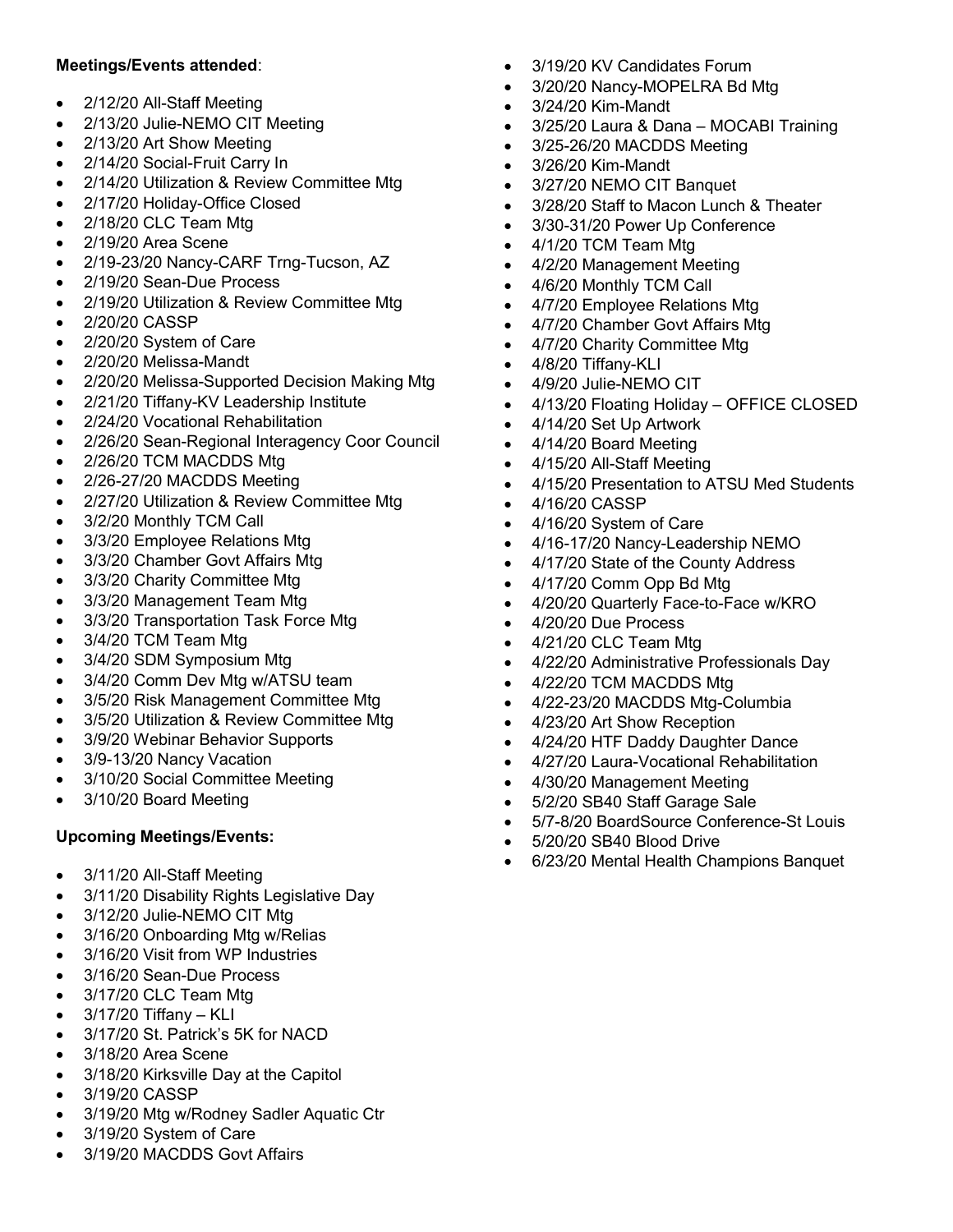**Meetings/Events attended**:

- 2/12/20 All-Staff Meeting
- 2/13/20 Julie-NEMO CIT Meeting
- 2/13/20 Art Show Meeting
- 2/14/20 Social-Fruit Carry In
- 2/14/20 Utilization & Review Committee Mtg
- 2/17/20 Holiday-Office Closed
- 2/18/20 CLC Team Mtg
- 2/19/20 Area Scene
- 2/19-23/20 Nancy-CARF Trng-Tucson, AZ
- 2/19/20 Sean-Due Process
- 2/19/20 Utilization & Review Committee Mtg
- 2/20/20 CASSP
- 2/20/20 System of Care
- 2/20/20 Melissa-Mandt
- 2/20/20 Melissa-Supported Decision Making Mtg
- 2/21/20 Tiffany-KV Leadership Institute
- 2/24/20 Vocational Rehabilitation
- 2/26/20 Sean-Regional Interagency Coor Council
- 2/26/20 TCM MACDDS Mtg
- 2/26-27/20 MACDDS Meeting
- 2/27/20 Utilization & Review Committee Mtg
- 3/2/20 Monthly TCM Call
- 3/3/20 Employee Relations Mtg
- 3/3/20 Chamber Govt Affairs Mtg
- 3/3/20 Charity Committee Mtg
- 3/3/20 Management Team Mtg
- 3/3/20 Transportation Task Force Mtg
- 3/4/20 TCM Team Mtg
- 3/4/20 SDM Symposium Mtg
- 3/4/20 Comm Dev Mtg w/ATSU team
- 3/5/20 Risk Management Committee Mtg
- 3/5/20 Utilization & Review Committee Mtg
- 3/9/20 Webinar Behavior Supports
- 3/9-13/20 Nancy Vacation
- 3/10/20 Social Committee Meeting
- 3/10/20 Board Meeting

**Upcoming Meetings/Events:**

- 3/11/20 All-Staff Meeting
- 3/11/20 Disability Rights Legislative Day
- 3/12/20 Julie-NEMO CIT Mtg
- 3/16/20 Onboarding Mtg w/Relias
- 3/16/20 Visit from WP Industries
- 3/16/20 Sean-Due Process
- 3/17/20 CLC Team Mtg
- 3/17/20 Tiffany – KLI
- 3/17/20 St. Patrick's 5K for NACD
- 3/18/20 Area Scene
- 3/18/20 Kirksville Day at the Capitol
- 3/19/20 CASSP
- 3/19/20 Mtg w/Rodney Sadler Aquatic Ctr
- 3/19/20 System of Care
- 3/19/20 MACDDS Govt Affairs
- 3/19/20 KV Candidates Forum
- 3/20/20 Nancy-MOPELRA Bd Mtg
- 3/24/20 Kim-Mandt
- 3/25/20 Laura & Dana – MOCABI Training
- 3/25-26/20 MACDDS Meeting
- 3/26/20 Kim-Mandt
- 3/27/20 NEMO CIT Banquet
- 3/28/20 Staff to Macon Lunch & Theater
- 3/30-31/20 Power Up Conference
- 4/1/20 TCM Team Mtg
- 4/2/20 Management Meeting
- 4/6/20 Monthly TCM Call
- 4/7/20 Employee Relations Mtg
- 4/7/20 Chamber Govt Affairs Mtg
- 4/7/20 Charity Committee Mtg
- 4/8/20 Tiffany-KLI
- 4/9/20 Julie-NEMO CIT
- 4/13/20 Floating Holiday – OFFICE CLOSED
- 4/14/20 Set Up Artwork
- 4/14/20 Board Meeting
- 4/15/20 All-Staff Meeting
- 4/15/20 Presentation to ATSU Med Students
- 4/16/20 CASSP
- 4/16/20 System of Care
- 4/16-17/20 Nancy-Leadership NEMO
- 4/17/20 State of the County Address
- 4/17/20 Comm Opp Bd Mtg
- 4/20/20 Quarterly Face-to-Face w/KRO
- 4/20/20 Due Process
- 4/21/20 CLC Team Mtg
- 4/22/20 Administrative Professionals Day
- 4/22/20 TCM MACDDS Mtg
- 4/22-23/20 MACDDS Mtg-Columbia
- 4/23/20 Art Show Reception
- 4/24/20 HTF Daddy Daughter Dance
- 4/27/20 Laura-Vocational Rehabilitation
- 4/30/20 Management Meeting
- 5/2/20 SB40 Staff Garage Sale
- 5/7-8/20 BoardSource Conference-St Louis
- 5/20/20 SB40 Blood Drive
- 6/23/20 Mental Health Champions Banquet